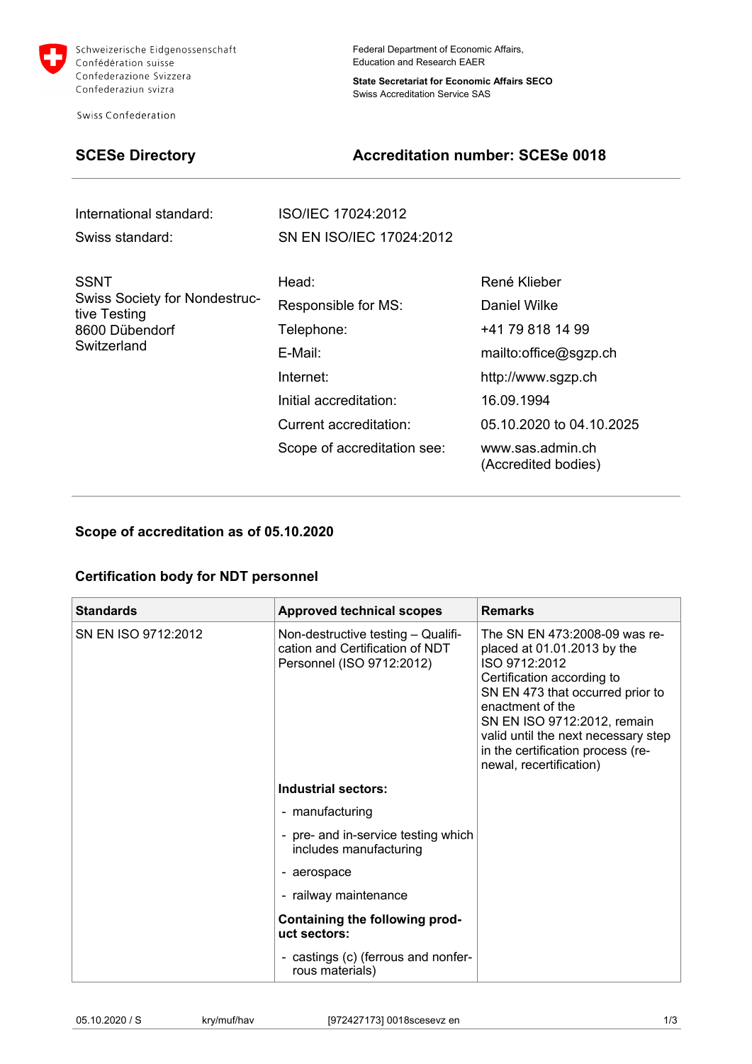Schweizerische Eidgenossenschaft
Confédération suisse
Confederazione Svizzera
Confederaziun svizra

Swiss Confederation

Federal Department of Economic Affairs, Education and Research EAER

**State Secretariat for Economic Affairs SECO**
Swiss Accreditation Service SAS

## SCESe Directory

## Accreditation number: SCESe 0018

| | |
|---|---|
| International standard: | ISO/IEC 17024:2012 |
| Swiss standard: | SN EN ISO/IEC 17024:2012 |

SSNT
Swiss Society for Nondestructive Testing
8600 Dübendorf
Switzerland

| | |
|---|---|
| Head: | René Klieber |
| Responsible for MS: | Daniel Wilke |
| Telephone: | +41 79 818 14 99 |
| E-Mail: | mailto:office@sgzp.ch |
| Internet: | http://www.sgzp.ch |
| Initial accreditation: | 16.09.1994 |
| Current accreditation: | 05.10.2020 to 04.10.2025 |
| Scope of accreditation see: | www.sas.admin.ch (Accredited bodies) |

### Scope of accreditation as of 05.10.2020

### Certification body for NDT personnel

| Standards | Approved technical scopes | Remarks |
|---|---|---|
| SN EN ISO 9712:2012 | Non-destructive testing – Qualification and Certification of NDT Personnel (ISO 9712:2012)<br><br>**Industrial sectors:**<br>- manufacturing<br>- pre- and in-service testing which includes manufacturing<br>- aerospace<br>- railway maintenance<br><br>**Containing the following product sectors:**<br>- castings (c) (ferrous and nonferrous materials) | The SN EN 473:2008-09 was replaced at 01.01.2013 by the ISO 9712:2012<br>Certification according to SN EN 473 that occurred prior to enactment of the SN EN ISO 9712:2012, remain valid until the next necessary step in the certification process (renewal, recertification) |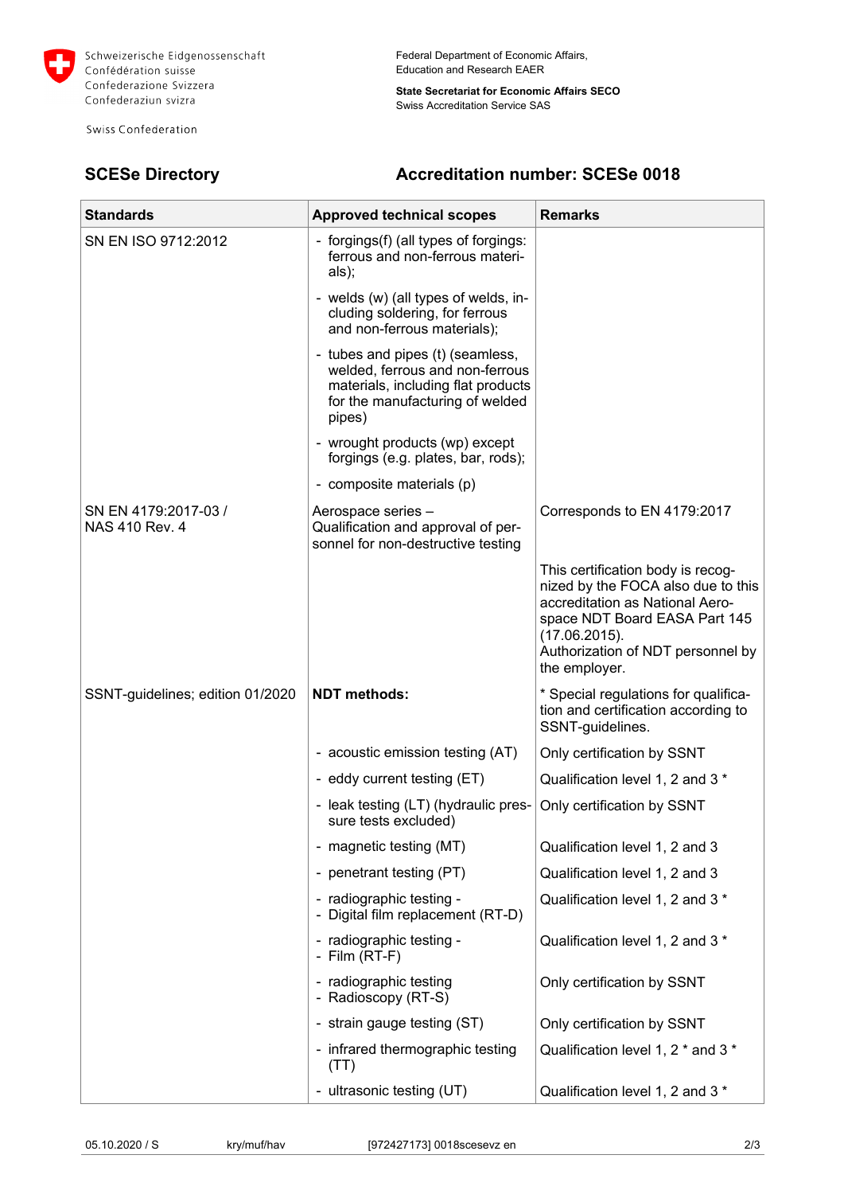Schweizerische Eidgenossenschaft
Confédération suisse
Confederazione Svizzera
Confederaziun svizra

Swiss Confederation

Federal Department of Economic Affairs, Education and Research EAER

**State Secretariat for Economic Affairs SECO**
Swiss Accreditation Service SAS

## SCESe Directory

## Accreditation number: SCESe 0018

| Standards | Approved technical scopes | Remarks |
|---|---|---|
| SN EN ISO 9712:2012 | - forgings(f) (all types of forgings: ferrous and non-ferrous materials); | |
| | - welds (w) (all types of welds, including soldering, for ferrous and non-ferrous materials); | |
| | - tubes and pipes (t) (seamless, welded, ferrous and non-ferrous materials, including flat products for the manufacturing of welded pipes) | |
| | - wrought products (wp) except forgings (e.g. plates, bar, rods); | |
| | - composite materials (p) | |
| SN EN 4179:2017-03 / NAS 410 Rev. 4 | Aerospace series – Qualification and approval of personnel for non-destructive testing | Corresponds to EN 4179:2017 |
| | | This certification body is recognized by the FOCA also due to this accreditation as National Aerospace NDT Board EASA Part 145 (17.06.2015). Authorization of NDT personnel by the employer. |
| SSNT-guidelines; edition 01/2020 | **NDT methods:** | * Special regulations for qualification and certification according to SSNT-guidelines. |
| | - acoustic emission testing (AT) | Only certification by SSNT |
| | - eddy current testing (ET) | Qualification level 1, 2 and 3 * |
| | - leak testing (LT) (hydraulic pressure tests excluded) | Only certification by SSNT |
| | - magnetic testing (MT) | Qualification level 1, 2 and 3 |
| | - penetrant testing (PT) | Qualification level 1, 2 and 3 |
| | - radiographic testing - Digital film replacement (RT-D) | Qualification level 1, 2 and 3 * |
| | - radiographic testing - Film (RT-F) | Qualification level 1, 2 and 3 * |
| | - radiographic testing - Radioscopy (RT-S) | Only certification by SSNT |
| | - strain gauge testing (ST) | Only certification by SSNT |
| | - infrared thermographic testing (TT) | Qualification level 1, 2 * and 3 * |
| | - ultrasonic testing (UT) | Qualification level 1, 2 and 3 * |

05.10.2020 / S kry/muf/hav [972427173] 0018scesevz en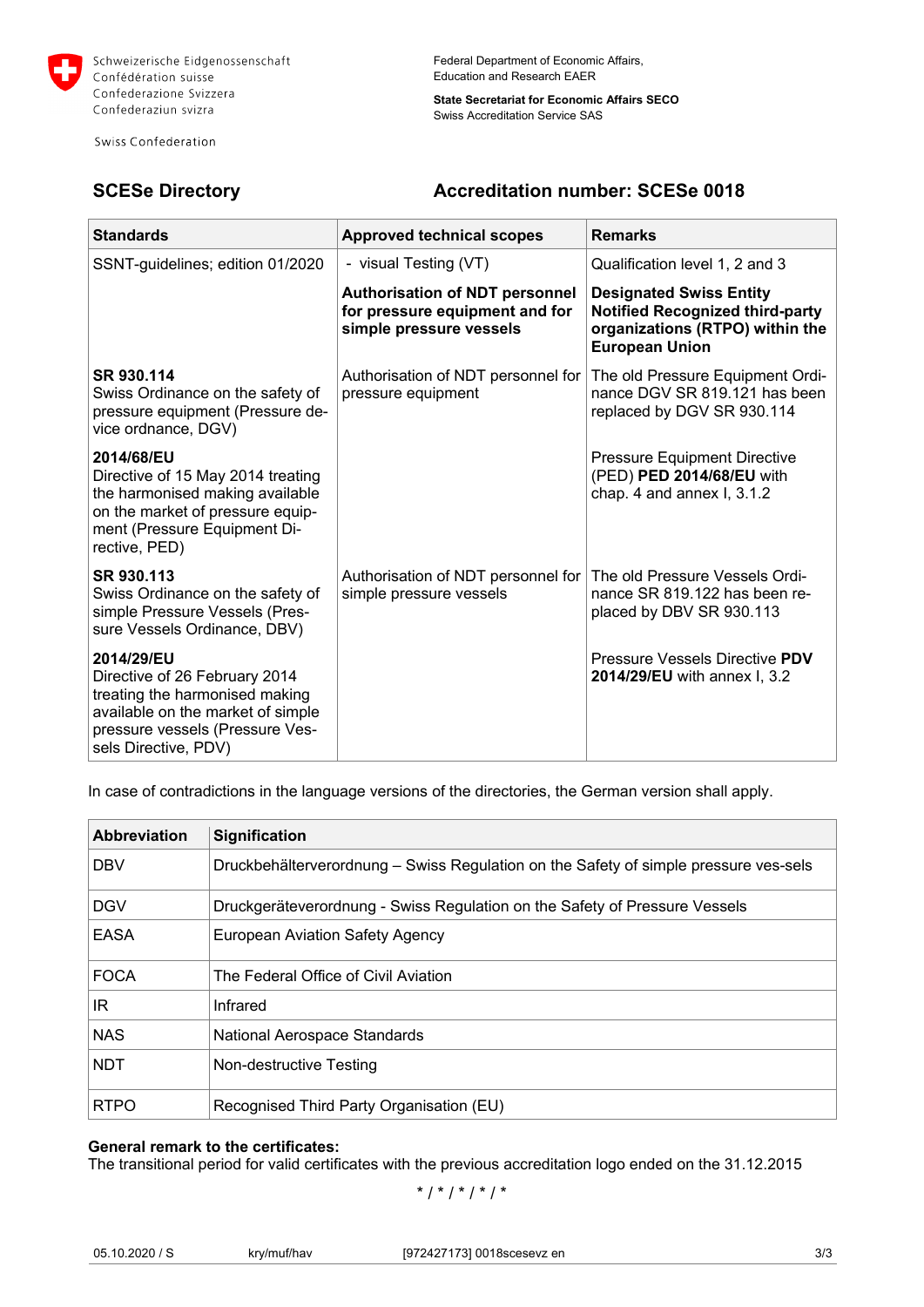Schweizerische Eidgenossenschaft
Confédération suisse
Confederazione Svizzera
Confederaziun svizra

Swiss Confederation

Federal Department of Economic Affairs, Education and Research EAER

**State Secretariat for Economic Affairs SECO**
Swiss Accreditation Service SAS

## SCESe Directory

## Accreditation number: SCESe 0018

| Standards | Approved technical scopes | Remarks |
|---|---|---|
| SSNT-guidelines; edition 01/2020 | - visual Testing (VT) | Qualification level 1, 2 and 3 |
| | **Authorisation of NDT personnel for pressure equipment and for simple pressure vessels** | **Designated Swiss Entity Notified Recognized third-party organizations (RTPO) within the European Union** |
| **SR 930.114** Swiss Ordinance on the safety of pressure equipment (Pressure device ordnance, DGV) | Authorisation of NDT personnel for pressure equipment | The old Pressure Equipment Ordinance DGV SR 819.121 has been replaced by DGV SR 930.114 |
| **2014/68/EU** Directive of 15 May 2014 treating the harmonised making available on the market of pressure equipment (Pressure Equipment Directive, PED) | | Pressure Equipment Directive (PED) **PED 2014/68/EU** with chap. 4 and annex I, 3.1.2 |
| **SR 930.113** Swiss Ordinance on the safety of simple Pressure Vessels (Pressure Vessels Ordinance, DBV) | Authorisation of NDT personnel for simple pressure vessels | The old Pressure Vessels Ordinance SR 819.122 has been replaced by DBV SR 930.113 |
| **2014/29/EU** Directive of 26 February 2014 treating the harmonised making available on the market of simple pressure vessels (Pressure Vessels Directive, PDV) | | Pressure Vessels Directive **PDV 2014/29/EU** with annex I, 3.2 |

In case of contradictions in the language versions of the directories, the German version shall apply.

| Abbreviation | Signification |
|---|---|
| DBV | Druckbehälterverordnung – Swiss Regulation on the Safety of simple pressure ves-sels |
| DGV | Druckgeräteverordnung - Swiss Regulation on the Safety of Pressure Vessels |
| EASA | European Aviation Safety Agency |
| FOCA | The Federal Office of Civil Aviation |
| IR | Infrared |
| NAS | National Aerospace Standards |
| NDT | Non-destructive Testing |
| RTPO | Recognised Third Party Organisation (EU) |

**General remark to the certificates:**
The transitional period for valid certificates with the previous accreditation logo ended on the 31.12.2015

* / * / * / * / *

05.10.2020 / S kry/muf/hav [972427173] 0018scesevz en